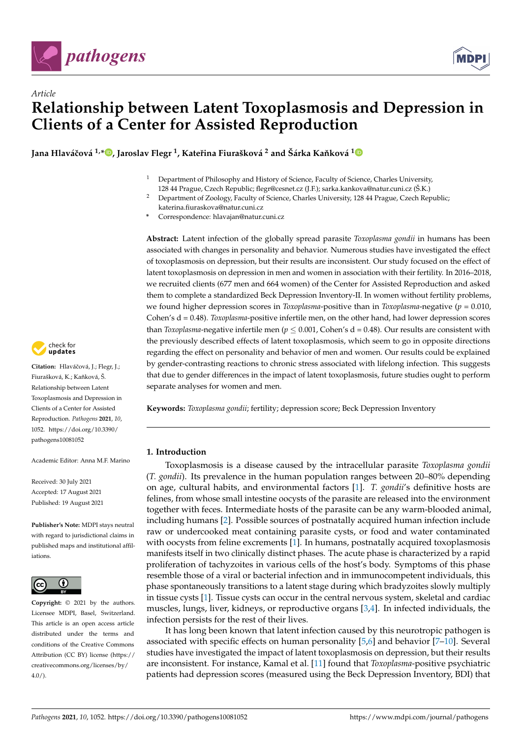*Article*

# Relationship between Latent Toxoplasmosis and Depression in Clients of a Center for Assisted Reproduction

**Jana Hlaváčová [1,*], Jaroslav Flegr [1], Kateřina Fiurašková [2] and Šárka Kaňková [1]**

[1] Department of Philosophy and History of Science, Faculty of Science, Charles University, 128 44 Prague, Czech Republic; flegr@cesnet.cz (J.F.); sarka.kankova@natur.cuni.cz (Š.K.)

[2] Department of Zoology, Faculty of Science, Charles University, 128 44 Prague, Czech Republic; katerina.fiuraskova@natur.cuni.cz

[*] Correspondence: hlavajan@natur.cuni.cz

**Abstract:** Latent infection of the globally spread parasite *Toxoplasma gondii* in humans has been associated with changes in personality and behavior. Numerous studies have investigated the effect of toxoplasmosis on depression, but their results are inconsistent. Our study focused on the effect of latent toxoplasmosis on depression in men and women in association with their fertility. In 2016–2018, we recruited clients (677 men and 664 women) of the Center for Assisted Reproduction and asked them to complete a standardized Beck Depression Inventory-II. In women without fertility problems, we found higher depression scores in *Toxoplasma*-positive than in *Toxoplasma*-negative ($p = 0.010$, Cohen's $d = 0.48$). *Toxoplasma*-positive infertile men, on the other hand, had lower depression scores than *Toxoplasma*-negative infertile men ($p \leq 0.001$, Cohen's $d = 0.48$). Our results are consistent with the previously described effects of latent toxoplasmosis, which seem to go in opposite directions regarding the effect on personality and behavior of men and women. Our results could be explained by gender-contrasting reactions to chronic stress associated with lifelong infection. This suggests that due to gender differences in the impact of latent toxoplasmosis, future studies ought to perform separate analyses for women and men.

**Keywords:** *Toxoplasma gondii*; fertility; depression score; Beck Depression Inventory

**Citation:** Hlaváčová, J.; Flegr, J.; Fiurašková, K.; Kaňková, Š. Relationship between Latent Toxoplasmosis and Depression in Clients of a Center for Assisted Reproduction. *Pathogens* **2021**, *10*, 1052. https://doi.org/10.3390/pathogens10081052

Academic Editor: Anna M.F. Marino

Received: 30 July 2021
Accepted: 17 August 2021
Published: 19 August 2021

**Publisher's Note:** MDPI stays neutral with regard to jurisdictional claims in published maps and institutional affiliations.

**Copyright:** © 2021 by the authors. Licensee MDPI, Basel, Switzerland. This article is an open access article distributed under the terms and conditions of the Creative Commons Attribution (CC BY) license (https://creativecommons.org/licenses/by/4.0/).

## 1. Introduction

Toxoplasmosis is a disease caused by the intracellular parasite *Toxoplasma gondii* (*T. gondii*). Its prevalence in the human population ranges between 20–80% depending on age, cultural habits, and environmental factors [1]. *T. gondii*'s definitive hosts are felines, from whose small intestine oocysts of the parasite are released into the environment together with feces. Intermediate hosts of the parasite can be any warm-blooded animal, including humans [2]. Possible sources of postnatally acquired human infection include raw or undercooked meat containing parasite cysts, or food and water contaminated with oocysts from feline excrements [1]. In humans, postnatally acquired toxoplasmosis manifests itself in two clinically distinct phases. The acute phase is characterized by a rapid proliferation of tachyzoites in various cells of the host's body. Symptoms of this phase resemble those of a viral or bacterial infection and in immunocompetent individuals, this phase spontaneously transitions to a latent stage during which bradyzoites slowly multiply in tissue cysts [1]. Tissue cysts can occur in the central nervous system, skeletal and cardiac muscles, lungs, liver, kidneys, or reproductive organs [3,4]. In infected individuals, the infection persists for the rest of their lives.

It has long been known that latent infection caused by this neurotropic pathogen is associated with specific effects on human personality [5,6] and behavior [7–10]. Several studies have investigated the impact of latent toxoplasmosis on depression, but their results are inconsistent. For instance, Kamal et al. [11] found that *Toxoplasma*-positive psychiatric patients had depression scores (measured using the Beck Depression Inventory, BDI) that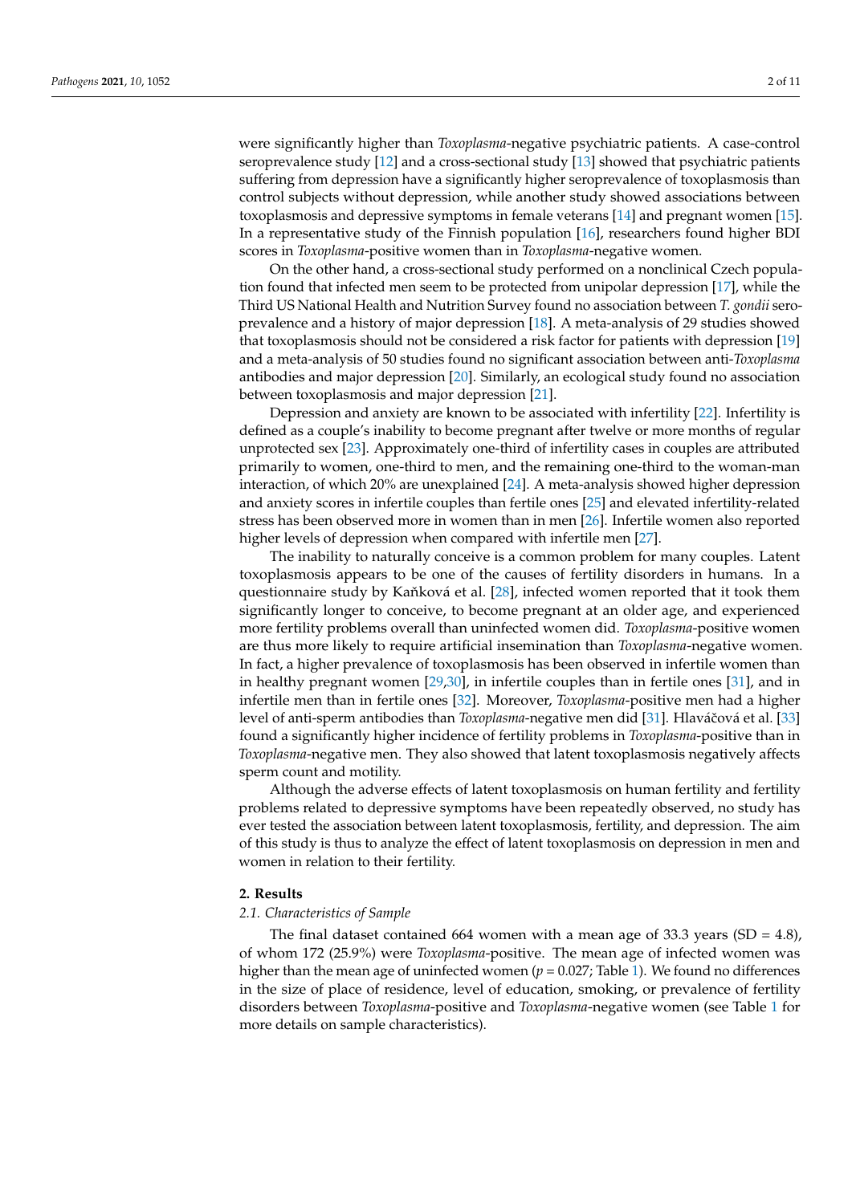were significantly higher than *Toxoplasma*-negative psychiatric patients. A case-control seroprevalence study [12] and a cross-sectional study [13] showed that psychiatric patients suffering from depression have a significantly higher seroprevalence of toxoplasmosis than control subjects without depression, while another study showed associations between toxoplasmosis and depressive symptoms in female veterans [14] and pregnant women [15]. In a representative study of the Finnish population [16], researchers found higher BDI scores in *Toxoplasma*-positive women than in *Toxoplasma*-negative women.

On the other hand, a cross-sectional study performed on a nonclinical Czech population found that infected men seem to be protected from unipolar depression [17], while the Third US National Health and Nutrition Survey found no association between *T. gondii* seroprevalence and a history of major depression [18]. A meta-analysis of 29 studies showed that toxoplasmosis should not be considered a risk factor for patients with depression [19] and a meta-analysis of 50 studies found no significant association between anti-*Toxoplasma* antibodies and major depression [20]. Similarly, an ecological study found no association between toxoplasmosis and major depression [21].

Depression and anxiety are known to be associated with infertility [22]. Infertility is defined as a couple's inability to become pregnant after twelve or more months of regular unprotected sex [23]. Approximately one-third of infertility cases in couples are attributed primarily to women, one-third to men, and the remaining one-third to the woman-man interaction, of which 20% are unexplained [24]. A meta-analysis showed higher depression and anxiety scores in infertile couples than fertile ones [25] and elevated infertility-related stress has been observed more in women than in men [26]. Infertile women also reported higher levels of depression when compared with infertile men [27].

The inability to naturally conceive is a common problem for many couples. Latent toxoplasmosis appears to be one of the causes of fertility disorders in humans. In a questionnaire study by Kaňková et al. [28], infected women reported that it took them significantly longer to conceive, to become pregnant at an older age, and experienced more fertility problems overall than uninfected women did. *Toxoplasma*-positive women are thus more likely to require artificial insemination than *Toxoplasma*-negative women. In fact, a higher prevalence of toxoplasmosis has been observed in infertile women than in healthy pregnant women [29,30], in infertile couples than in fertile ones [31], and in infertile men than in fertile ones [32]. Moreover, *Toxoplasma*-positive men had a higher level of anti-sperm antibodies than *Toxoplasma*-negative men did [31]. Hlaváčová et al. [33] found a significantly higher incidence of fertility problems in *Toxoplasma*-positive than in *Toxoplasma*-negative men. They also showed that latent toxoplasmosis negatively affects sperm count and motility.

Although the adverse effects of latent toxoplasmosis on human fertility and fertility problems related to depressive symptoms have been repeatedly observed, no study has ever tested the association between latent toxoplasmosis, fertility, and depression. The aim of this study is thus to analyze the effect of latent toxoplasmosis on depression in men and women in relation to their fertility.

## 2. Results

### 2.1. Characteristics of Sample

The final dataset contained 664 women with a mean age of 33.3 years (SD = 4.8), of whom 172 (25.9%) were *Toxoplasma*-positive. The mean age of infected women was higher than the mean age of uninfected women ($p = 0.027$; Table 1). We found no differences in the size of place of residence, level of education, smoking, or prevalence of fertility disorders between *Toxoplasma*-positive and *Toxoplasma*-negative women (see Table 1 for more details on sample characteristics).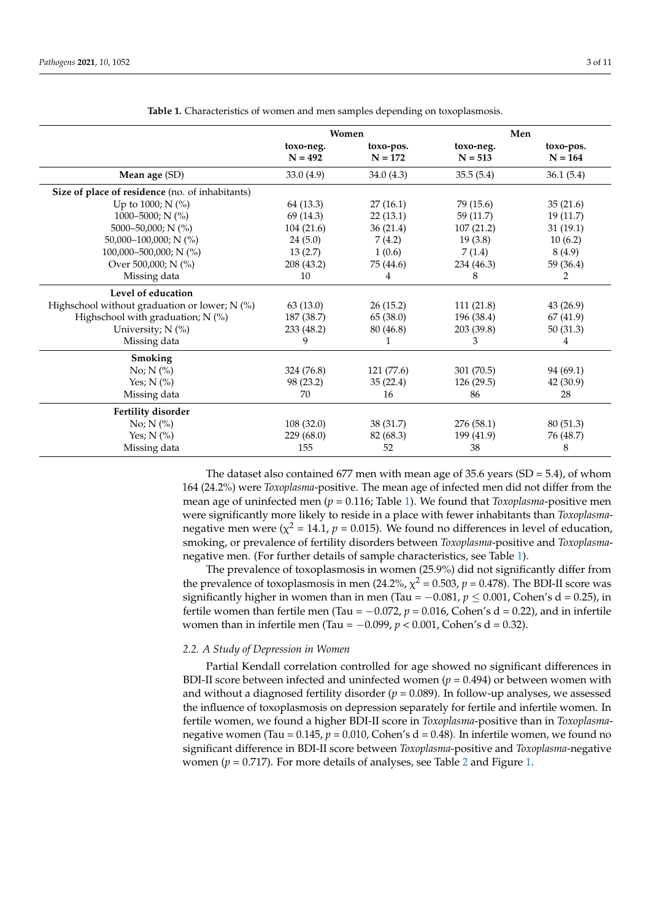**Table 1.** Characteristics of women and men samples depending on toxoplasmosis.

| | Women | | Men | |
|---|---|---|---|---|
| | toxo-neg. N = 492 | toxo-pos. N = 172 | toxo-neg. N = 513 | toxo-pos. N = 164 |
| **Mean age** (SD) | 33.0 (4.9) | 34.0 (4.3) | 35.5 (5.4) | 36.1 (5.4) |
| **Size of place of residence** (no. of inhabitants) | | | | |
| Up to 1000; N (%) | 64 (13.3) | 27 (16.1) | 79 (15.6) | 35 (21.6) |
| 1000–5000; N (%) | 69 (14.3) | 22 (13.1) | 59 (11.7) | 19 (11.7) |
| 5000–50,000; N (%) | 104 (21.6) | 36 (21.4) | 107 (21.2) | 31 (19.1) |
| 50,000–100,000; N (%) | 24 (5.0) | 7 (4.2) | 19 (3.8) | 10 (6.2) |
| 100,000–500,000; N (%) | 13 (2.7) | 1 (0.6) | 7 (1.4) | 8 (4.9) |
| Over 500,000; N (%) | 208 (43.2) | 75 (44.6) | 234 (46.3) | 59 (36.4) |
| Missing data | 10 | 4 | 8 | 2 |
| **Level of education** | | | | |
| Highschool without graduation or lower; N (%) | 63 (13.0) | 26 (15.2) | 111 (21.8) | 43 (26.9) |
| Highschool with graduation; N (%) | 187 (38.7) | 65 (38.0) | 196 (38.4) | 67 (41.9) |
| University; N (%) | 233 (48.2) | 80 (46.8) | 203 (39.8) | 50 (31.3) |
| Missing data | 9 | 1 | 3 | 4 |
| **Smoking** | | | | |
| No; N (%) | 324 (76.8) | 121 (77.6) | 301 (70.5) | 94 (69.1) |
| Yes; N (%) | 98 (23.2) | 35 (22.4) | 126 (29.5) | 42 (30.9) |
| Missing data | 70 | 16 | 86 | 28 |
| **Fertility disorder** | | | | |
| No; N (%) | 108 (32.0) | 38 (31.7) | 276 (58.1) | 80 (51.3) |
| Yes; N (%) | 229 (68.0) | 82 (68.3) | 199 (41.9) | 76 (48.7) |
| Missing data | 155 | 52 | 38 | 8 |

The dataset also contained 677 men with mean age of 35.6 years (SD = 5.4), of whom 164 (24.2%) were *Toxoplasma*-positive. The mean age of infected men did not differ from the mean age of uninfected men ($p = 0.116$; Table 1). We found that *Toxoplasma*-positive men were significantly more likely to reside in a place with fewer inhabitants than *Toxoplasma*-negative men were ($\chi^2 = 14.1$, $p = 0.015$). We found no differences in level of education, smoking, or prevalence of fertility disorders between *Toxoplasma*-positive and *Toxoplasma*-negative men. (For further details of sample characteristics, see Table 1).

The prevalence of toxoplasmosis in women (25.9%) did not significantly differ from the prevalence of toxoplasmosis in men (24.2%, $\chi^2 = 0.503$, $p = 0.478$). The BDI-II score was significantly higher in women than in men (Tau = $-0.081$, $p \leq 0.001$, Cohen's d = 0.25), in fertile women than fertile men (Tau = $-0.072$, $p = 0.016$, Cohen's d = 0.22), and in infertile women than in infertile men (Tau = $-0.099$, $p < 0.001$, Cohen's d = 0.32).

### 2.2. A Study of Depression in Women

Partial Kendall correlation controlled for age showed no significant differences in BDI-II score between infected and uninfected women ($p = 0.494$) or between women with and without a diagnosed fertility disorder ($p = 0.089$). In follow-up analyses, we assessed the influence of toxoplasmosis on depression separately for fertile and infertile women. In fertile women, we found a higher BDI-II score in *Toxoplasma*-positive than in *Toxoplasma*-negative women (Tau = 0.145, $p = 0.010$, Cohen's d = 0.48). In infertile women, we found no significant difference in BDI-II score between *Toxoplasma*-positive and *Toxoplasma*-negative women ($p = 0.717$). For more details of analyses, see Table 2 and Figure 1.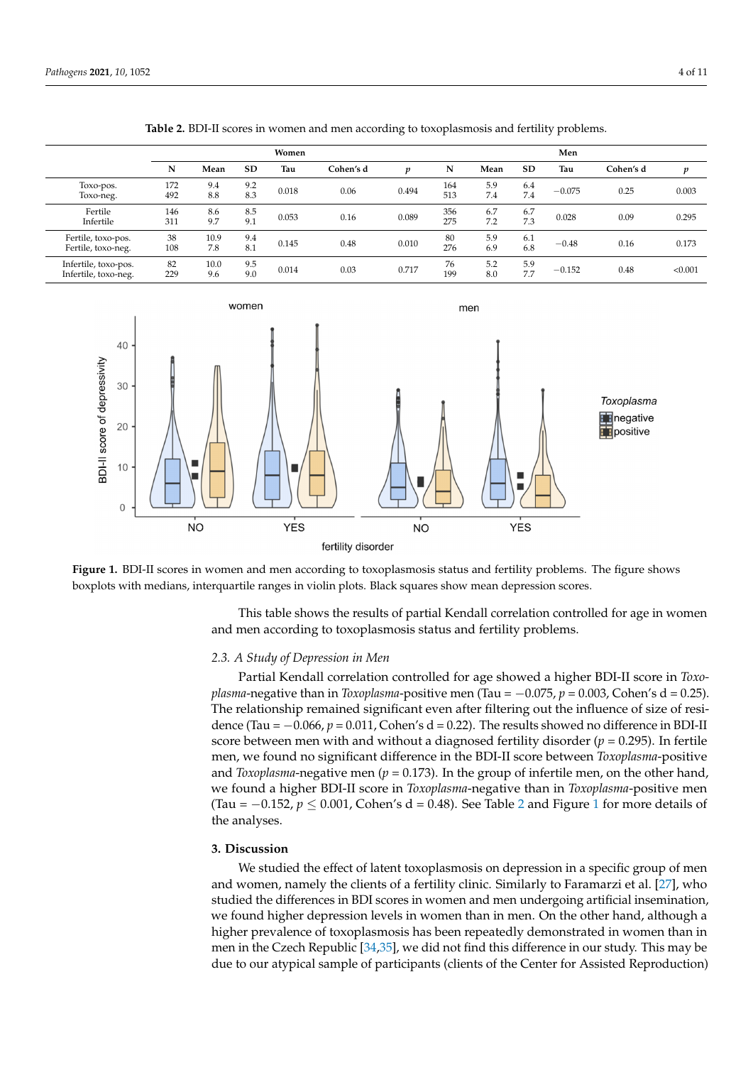**Table 2.** BDI-II scores in women and men according to toxoplasmosis and fertility problems.

| | Women | | | | | | Men | | | | | |
|---|---|---|---|---|---|---|---|---|---|---|---|---|
| | N | Mean | SD | Tau | Cohen's d | *p* | N | Mean | SD | Tau | Cohen's d | *p* |
| Toxo-pos.<br>Toxo-neg. | 172<br>492 | 9.4<br>8.8 | 9.2<br>8.3 | 0.018 | 0.06 | 0.494 | 164<br>513 | 5.9<br>7.4 | 6.4<br>7.4 | −0.075 | 0.25 | 0.003 |
| Fertile<br>Infertile | 146<br>311 | 8.6<br>9.7 | 8.5<br>9.1 | 0.053 | 0.16 | 0.089 | 356<br>275 | 6.7<br>7.2 | 6.7<br>7.3 | 0.028 | 0.09 | 0.295 |
| Fertile, toxo-pos.<br>Fertile, toxo-neg. | 38<br>108 | 10.9<br>7.8 | 9.4<br>8.1 | 0.145 | 0.48 | 0.010 | 80<br>276 | 5.9<br>6.9 | 6.1<br>6.8 | −0.48 | 0.16 | 0.173 |
| Infertile, toxo-pos.<br>Infertile, toxo-neg. | 82<br>229 | 10.0<br>9.6 | 9.5<br>9.0 | 0.014 | 0.03 | 0.717 | 76<br>199 | 5.2<br>8.0 | 5.9<br>7.7 | −0.152 | 0.48 | <0.001 |

**Figure 1.** BDI-II scores in women and men according to toxoplasmosis status and fertility problems. The figure shows boxplots with medians, interquartile ranges in violin plots. Black squares show mean depression scores.

This table shows the results of partial Kendall correlation controlled for age in women and men according to toxoplasmosis status and fertility problems.

### 2.3. A Study of Depression in Men

Partial Kendall correlation controlled for age showed a higher BDI-II score in *Toxoplasma*-negative than in *Toxoplasma*-positive men (Tau = −0.075, $p = 0.003$, Cohen's d = 0.25). The relationship remained significant even after filtering out the influence of size of residence (Tau = −0.066, $p = 0.011$, Cohen's d = 0.22). The results showed no difference in BDI-II score between men with and without a diagnosed fertility disorder ($p = 0.295$). In fertile men, we found no significant difference in the BDI-II score between *Toxoplasma*-positive and *Toxoplasma*-negative men ($p = 0.173$). In the group of infertile men, on the other hand, we found a higher BDI-II score in *Toxoplasma*-negative than in *Toxoplasma*-positive men (Tau = −0.152, $p \leq 0.001$, Cohen's d = 0.48). See Table 2 and Figure 1 for more details of the analyses.

## 3. Discussion

We studied the effect of latent toxoplasmosis on depression in a specific group of men and women, namely the clients of a fertility clinic. Similarly to Faramarzi et al. [27], who studied the differences in BDI scores in women and men undergoing artificial insemination, we found higher depression levels in women than in men. On the other hand, although a higher prevalence of toxoplasmosis has been repeatedly demonstrated in women than in men in the Czech Republic [34,35], we did not find this difference in our study. This may be due to our atypical sample of participants (clients of the Center for Assisted Reproduction)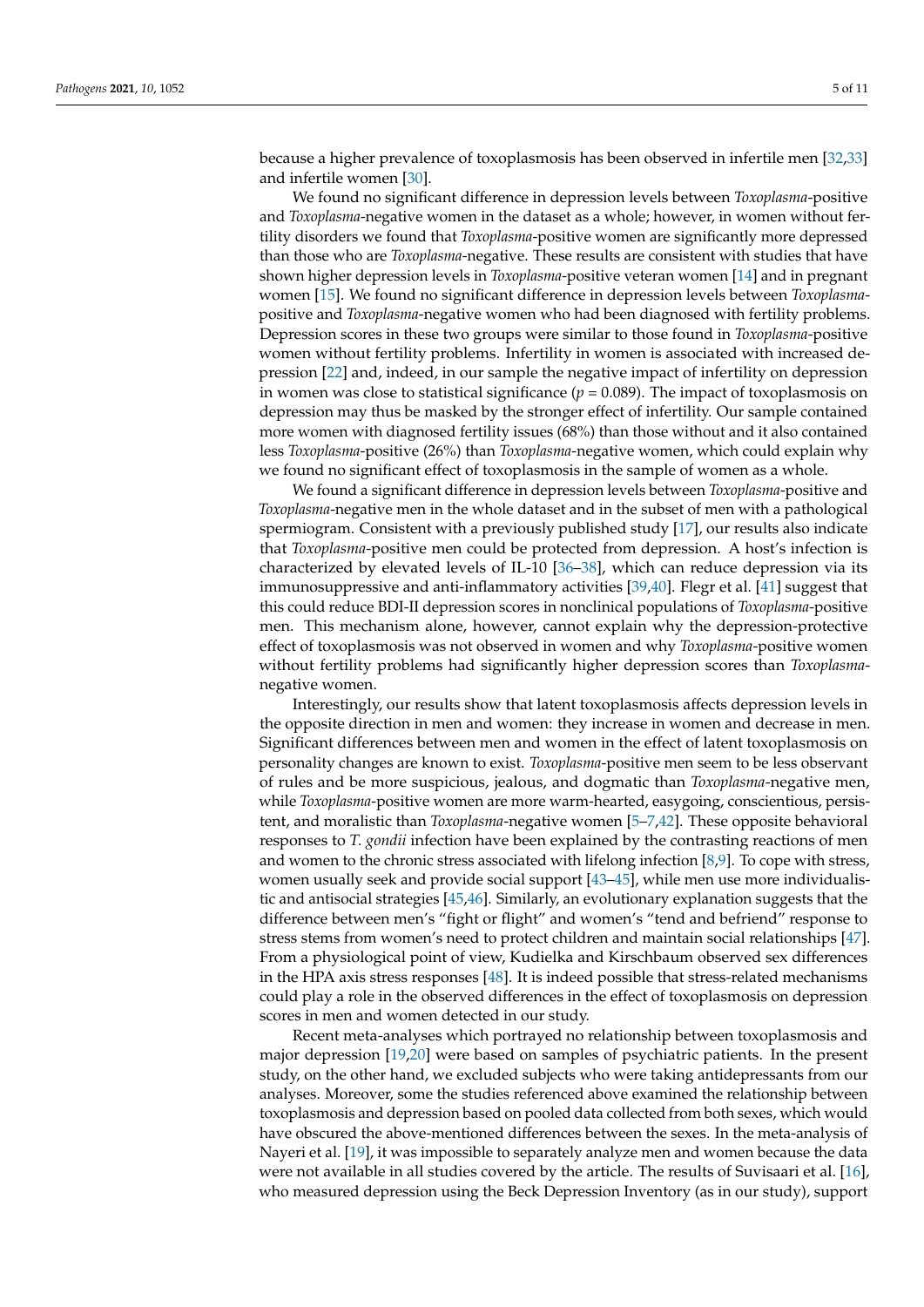because a higher prevalence of toxoplasmosis has been observed in infertile men [32,33] and infertile women [30].

We found no significant difference in depression levels between *Toxoplasma*-positive and *Toxoplasma*-negative women in the dataset as a whole; however, in women without fertility disorders we found that *Toxoplasma*-positive women are significantly more depressed than those who are *Toxoplasma*-negative. These results are consistent with studies that have shown higher depression levels in *Toxoplasma*-positive veteran women [14] and in pregnant women [15]. We found no significant difference in depression levels between *Toxoplasma*-positive and *Toxoplasma*-negative women who had been diagnosed with fertility problems. Depression scores in these two groups were similar to those found in *Toxoplasma*-positive women without fertility problems. Infertility in women is associated with increased depression [22] and, indeed, in our sample the negative impact of infertility on depression in women was close to statistical significance ($p = 0.089$). The impact of toxoplasmosis on depression may thus be masked by the stronger effect of infertility. Our sample contained more women with diagnosed fertility issues (68%) than those without and it also contained less *Toxoplasma*-positive (26%) than *Toxoplasma*-negative women, which could explain why we found no significant effect of toxoplasmosis in the sample of women as a whole.

We found a significant difference in depression levels between *Toxoplasma*-positive and *Toxoplasma*-negative men in the whole dataset and in the subset of men with a pathological spermiogram. Consistent with a previously published study [17], our results also indicate that *Toxoplasma*-positive men could be protected from depression. A host's infection is characterized by elevated levels of IL-10 [36–38], which can reduce depression via its immunosuppressive and anti-inflammatory activities [39,40]. Flegr et al. [41] suggest that this could reduce BDI-II depression scores in nonclinical populations of *Toxoplasma*-positive men. This mechanism alone, however, cannot explain why the depression-protective effect of toxoplasmosis was not observed in women and why *Toxoplasma*-positive women without fertility problems had significantly higher depression scores than *Toxoplasma*-negative women.

Interestingly, our results show that latent toxoplasmosis affects depression levels in the opposite direction in men and women: they increase in women and decrease in men. Significant differences between men and women in the effect of latent toxoplasmosis on personality changes are known to exist. *Toxoplasma*-positive men seem to be less observant of rules and be more suspicious, jealous, and dogmatic than *Toxoplasma*-negative men, while *Toxoplasma*-positive women are more warm-hearted, easygoing, conscientious, persistent, and moralistic than *Toxoplasma*-negative women [5–7,42]. These opposite behavioral responses to *T. gondii* infection have been explained by the contrasting reactions of men and women to the chronic stress associated with lifelong infection [8,9]. To cope with stress, women usually seek and provide social support [43–45], while men use more individualistic and antisocial strategies [45,46]. Similarly, an evolutionary explanation suggests that the difference between men's "fight or flight" and women's "tend and befriend" response to stress stems from women's need to protect children and maintain social relationships [47]. From a physiological point of view, Kudielka and Kirschbaum observed sex differences in the HPA axis stress responses [48]. It is indeed possible that stress-related mechanisms could play a role in the observed differences in the effect of toxoplasmosis on depression scores in men and women detected in our study.

Recent meta-analyses which portrayed no relationship between toxoplasmosis and major depression [19,20] were based on samples of psychiatric patients. In the present study, on the other hand, we excluded subjects who were taking antidepressants from our analyses. Moreover, some the studies referenced above examined the relationship between toxoplasmosis and depression based on pooled data collected from both sexes, which would have obscured the above-mentioned differences between the sexes. In the meta-analysis of Nayeri et al. [19], it was impossible to separately analyze men and women because the data were not available in all studies covered by the article. The results of Suvisaari et al. [16], who measured depression using the Beck Depression Inventory (as in our study), support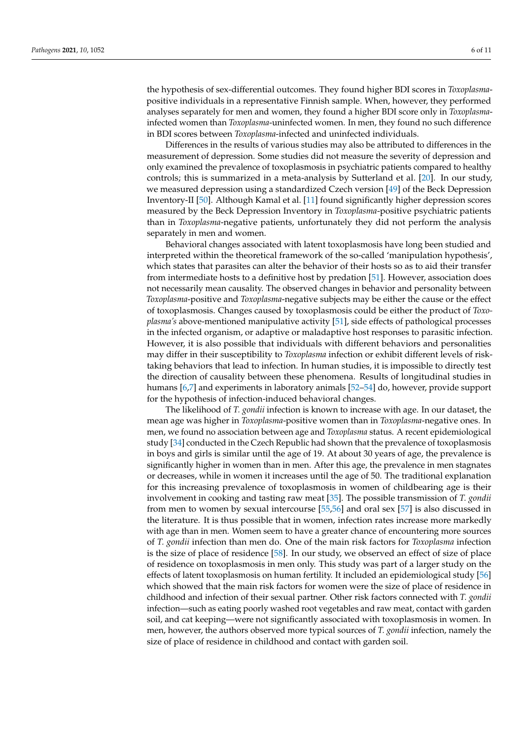the hypothesis of sex-differential outcomes. They found higher BDI scores in *Toxoplasma*-positive individuals in a representative Finnish sample. When, however, they performed analyses separately for men and women, they found a higher BDI score only in *Toxoplasma*-infected women than *Toxoplasma*-uninfected women. In men, they found no such difference in BDI scores between *Toxoplasma*-infected and uninfected individuals.

Differences in the results of various studies may also be attributed to differences in the measurement of depression. Some studies did not measure the severity of depression and only examined the prevalence of toxoplasmosis in psychiatric patients compared to healthy controls; this is summarized in a meta-analysis by Sutterland et al. [20]. In our study, we measured depression using a standardized Czech version [49] of the Beck Depression Inventory-II [50]. Although Kamal et al. [11] found significantly higher depression scores measured by the Beck Depression Inventory in *Toxoplasma*-positive psychiatric patients than in *Toxoplasma*-negative patients, unfortunately they did not perform the analysis separately in men and women.

Behavioral changes associated with latent toxoplasmosis have long been studied and interpreted within the theoretical framework of the so-called 'manipulation hypothesis', which states that parasites can alter the behavior of their hosts so as to aid their transfer from intermediate hosts to a definitive host by predation [51]. However, association does not necessarily mean causality. The observed changes in behavior and personality between *Toxoplasma*-positive and *Toxoplasma*-negative subjects may be either the cause or the effect of toxoplasmosis. Changes caused by toxoplasmosis could be either the product of *Toxoplasma's* above-mentioned manipulative activity [51], side effects of pathological processes in the infected organism, or adaptive or maladaptive host responses to parasitic infection. However, it is also possible that individuals with different behaviors and personalities may differ in their susceptibility to *Toxoplasma* infection or exhibit different levels of risk-taking behaviors that lead to infection. In human studies, it is impossible to directly test the direction of causality between these phenomena. Results of longitudinal studies in humans [6,7] and experiments in laboratory animals [52–54] do, however, provide support for the hypothesis of infection-induced behavioral changes.

The likelihood of *T. gondii* infection is known to increase with age. In our dataset, the mean age was higher in *Toxoplasma*-positive women than in *Toxoplasma*-negative ones. In men, we found no association between age and *Toxoplasma* status. A recent epidemiological study [34] conducted in the Czech Republic had shown that the prevalence of toxoplasmosis in boys and girls is similar until the age of 19. At about 30 years of age, the prevalence is significantly higher in women than in men. After this age, the prevalence in men stagnates or decreases, while in women it increases until the age of 50. The traditional explanation for this increasing prevalence of toxoplasmosis in women of childbearing age is their involvement in cooking and tasting raw meat [35]. The possible transmission of *T. gondii* from men to women by sexual intercourse [55,56] and oral sex [57] is also discussed in the literature. It is thus possible that in women, infection rates increase more markedly with age than in men. Women seem to have a greater chance of encountering more sources of *T. gondii* infection than men do. One of the main risk factors for *Toxoplasma* infection is the size of place of residence [58]. In our study, we observed an effect of size of place of residence on toxoplasmosis in men only. This study was part of a larger study on the effects of latent toxoplasmosis on human fertility. It included an epidemiological study [56] which showed that the main risk factors for women were the size of place of residence in childhood and infection of their sexual partner. Other risk factors connected with *T. gondii* infection—such as eating poorly washed root vegetables and raw meat, contact with garden soil, and cat keeping—were not significantly associated with toxoplasmosis in women. In men, however, the authors observed more typical sources of *T. gondii* infection, namely the size of place of residence in childhood and contact with garden soil.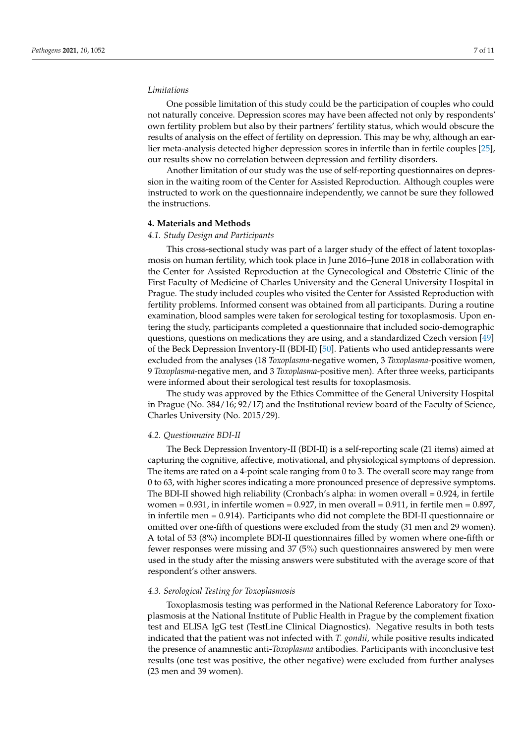*Limitations*

One possible limitation of this study could be the participation of couples who could not naturally conceive. Depression scores may have been affected not only by respondents' own fertility problem but also by their partners' fertility status, which would obscure the results of analysis on the effect of fertility on depression. This may be why, although an earlier meta-analysis detected higher depression scores in infertile than in fertile couples [25], our results show no correlation between depression and fertility disorders.

Another limitation of our study was the use of self-reporting questionnaires on depression in the waiting room of the Center for Assisted Reproduction. Although couples were instructed to work on the questionnaire independently, we cannot be sure they followed the instructions.

## 4. Materials and Methods

### 4.1. Study Design and Participants

This cross-sectional study was part of a larger study of the effect of latent toxoplasmosis on human fertility, which took place in June 2016–June 2018 in collaboration with the Center for Assisted Reproduction at the Gynecological and Obstetric Clinic of the First Faculty of Medicine of Charles University and the General University Hospital in Prague. The study included couples who visited the Center for Assisted Reproduction with fertility problems. Informed consent was obtained from all participants. During a routine examination, blood samples were taken for serological testing for toxoplasmosis. Upon entering the study, participants completed a questionnaire that included socio-demographic questions, questions on medications they are using, and a standardized Czech version [49] of the Beck Depression Inventory-II (BDI-II) [50]. Patients who used antidepressants were excluded from the analyses (18 *Toxoplasma*-negative women, 3 *Toxoplasma*-positive women, 9 *Toxoplasma*-negative men, and 3 *Toxoplasma*-positive men). After three weeks, participants were informed about their serological test results for toxoplasmosis.

The study was approved by the Ethics Committee of the General University Hospital in Prague (No. 384/16; 92/17) and the Institutional review board of the Faculty of Science, Charles University (No. 2015/29).

### 4.2. Questionnaire BDI-II

The Beck Depression Inventory-II (BDI-II) is a self-reporting scale (21 items) aimed at capturing the cognitive, affective, motivational, and physiological symptoms of depression. The items are rated on a 4-point scale ranging from 0 to 3. The overall score may range from 0 to 63, with higher scores indicating a more pronounced presence of depressive symptoms. The BDI-II showed high reliability (Cronbach's alpha: in women overall = 0.924, in fertile women = 0.931, in infertile women = 0.927, in men overall = 0.911, in fertile men = 0.897, in infertile men = 0.914). Participants who did not complete the BDI-II questionnaire or omitted over one-fifth of questions were excluded from the study (31 men and 29 women). A total of 53 (8%) incomplete BDI-II questionnaires filled by women where one-fifth or fewer responses were missing and 37 (5%) such questionnaires answered by men were used in the study after the missing answers were substituted with the average score of that respondent's other answers.

### 4.3. Serological Testing for Toxoplasmosis

Toxoplasmosis testing was performed in the National Reference Laboratory for Toxoplasmosis at the National Institute of Public Health in Prague by the complement fixation test and ELISA IgG test (TestLine Clinical Diagnostics). Negative results in both tests indicated that the patient was not infected with *T. gondii*, while positive results indicated the presence of anamnestic anti-*Toxoplasma* antibodies. Participants with inconclusive test results (one test was positive, the other negative) were excluded from further analyses (23 men and 39 women).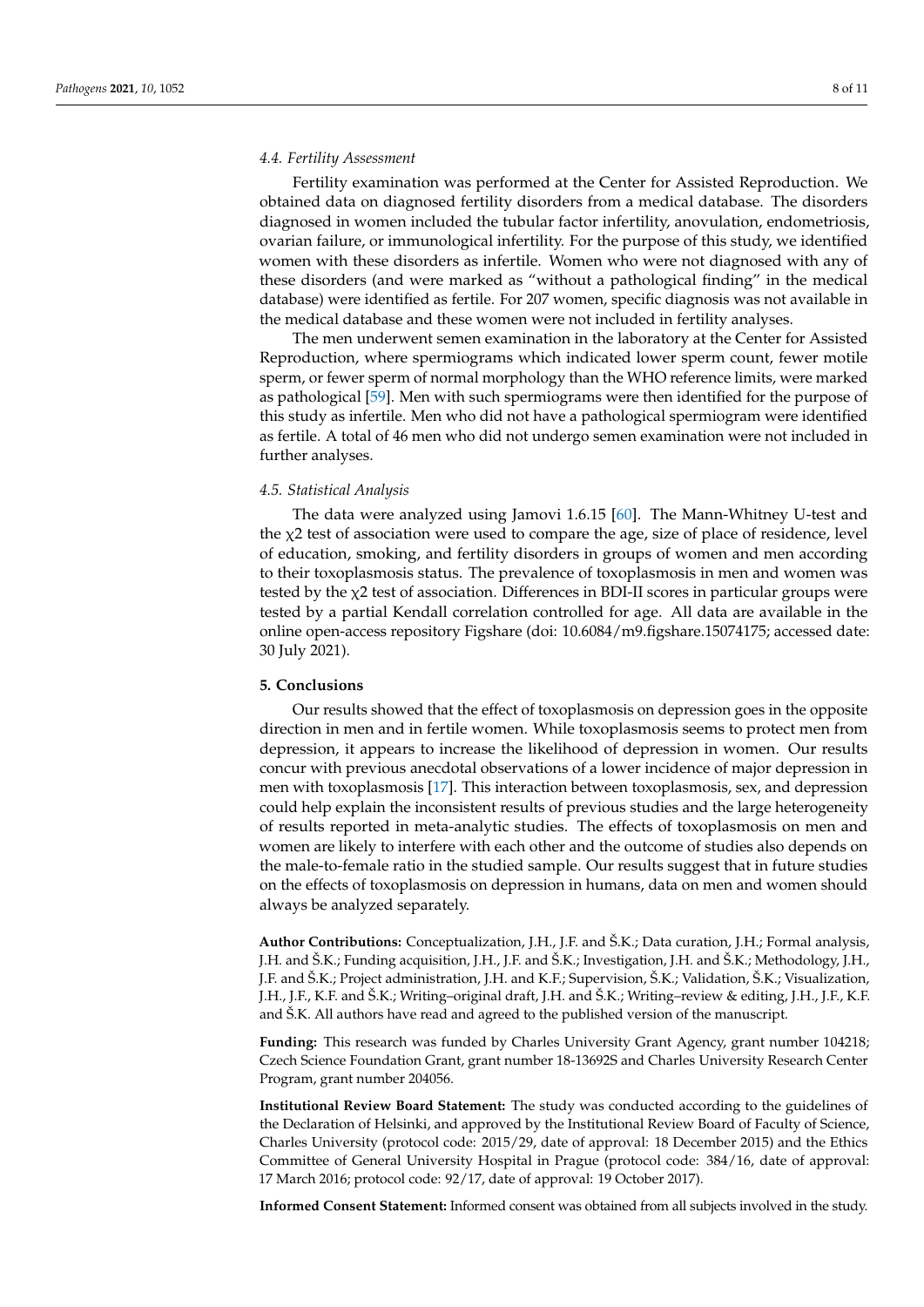### 4.4. Fertility Assessment

Fertility examination was performed at the Center for Assisted Reproduction. We obtained data on diagnosed fertility disorders from a medical database. The disorders diagnosed in women included the tubular factor infertility, anovulation, endometriosis, ovarian failure, or immunological infertility. For the purpose of this study, we identified women with these disorders as infertile. Women who were not diagnosed with any of these disorders (and were marked as "without a pathological finding" in the medical database) were identified as fertile. For 207 women, specific diagnosis was not available in the medical database and these women were not included in fertility analyses.

The men underwent semen examination in the laboratory at the Center for Assisted Reproduction, where spermiograms which indicated lower sperm count, fewer motile sperm, or fewer sperm of normal morphology than the WHO reference limits, were marked as pathological [59]. Men with such spermiograms were then identified for the purpose of this study as infertile. Men who did not have a pathological spermiogram were identified as fertile. A total of 46 men who did not undergo semen examination were not included in further analyses.

### 4.5. Statistical Analysis

The data were analyzed using Jamovi 1.6.15 [60]. The Mann-Whitney U-test and the $\chi 2$ test of association were used to compare the age, size of place of residence, level of education, smoking, and fertility disorders in groups of women and men according to their toxoplasmosis status. The prevalence of toxoplasmosis in men and women was tested by the $\chi 2$ test of association. Differences in BDI-II scores in particular groups were tested by a partial Kendall correlation controlled for age. All data are available in the online open-access repository Figshare (doi: 10.6084/m9.figshare.15074175; accessed date: 30 July 2021).

## 5. Conclusions

Our results showed that the effect of toxoplasmosis on depression goes in the opposite direction in men and in fertile women. While toxoplasmosis seems to protect men from depression, it appears to increase the likelihood of depression in women. Our results concur with previous anecdotal observations of a lower incidence of major depression in men with toxoplasmosis [17]. This interaction between toxoplasmosis, sex, and depression could help explain the inconsistent results of previous studies and the large heterogeneity of results reported in meta-analytic studies. The effects of toxoplasmosis on men and women are likely to interfere with each other and the outcome of studies also depends on the male-to-female ratio in the studied sample. Our results suggest that in future studies on the effects of toxoplasmosis on depression in humans, data on men and women should always be analyzed separately.

**Author Contributions:** Conceptualization, J.H., J.F. and Š.K.; Data curation, J.H.; Formal analysis, J.H. and Š.K.; Funding acquisition, J.H., J.F. and Š.K.; Investigation, J.H. and Š.K.; Methodology, J.H., J.F. and Š.K.; Project administration, J.H. and K.F.; Supervision, Š.K.; Validation, Š.K.; Visualization, J.H., J.F., K.F. and Š.K.; Writing–original draft, J.H. and Š.K.; Writing–review & editing, J.H., J.F., K.F. and Š.K. All authors have read and agreed to the published version of the manuscript.

**Funding:** This research was funded by Charles University Grant Agency, grant number 104218; Czech Science Foundation Grant, grant number 18-13692S and Charles University Research Center Program, grant number 204056.

**Institutional Review Board Statement:** The study was conducted according to the guidelines of the Declaration of Helsinki, and approved by the Institutional Review Board of Faculty of Science, Charles University (protocol code: 2015/29, date of approval: 18 December 2015) and the Ethics Committee of General University Hospital in Prague (protocol code: 384/16, date of approval: 17 March 2016; protocol code: 92/17, date of approval: 19 October 2017).

**Informed Consent Statement:** Informed consent was obtained from all subjects involved in the study.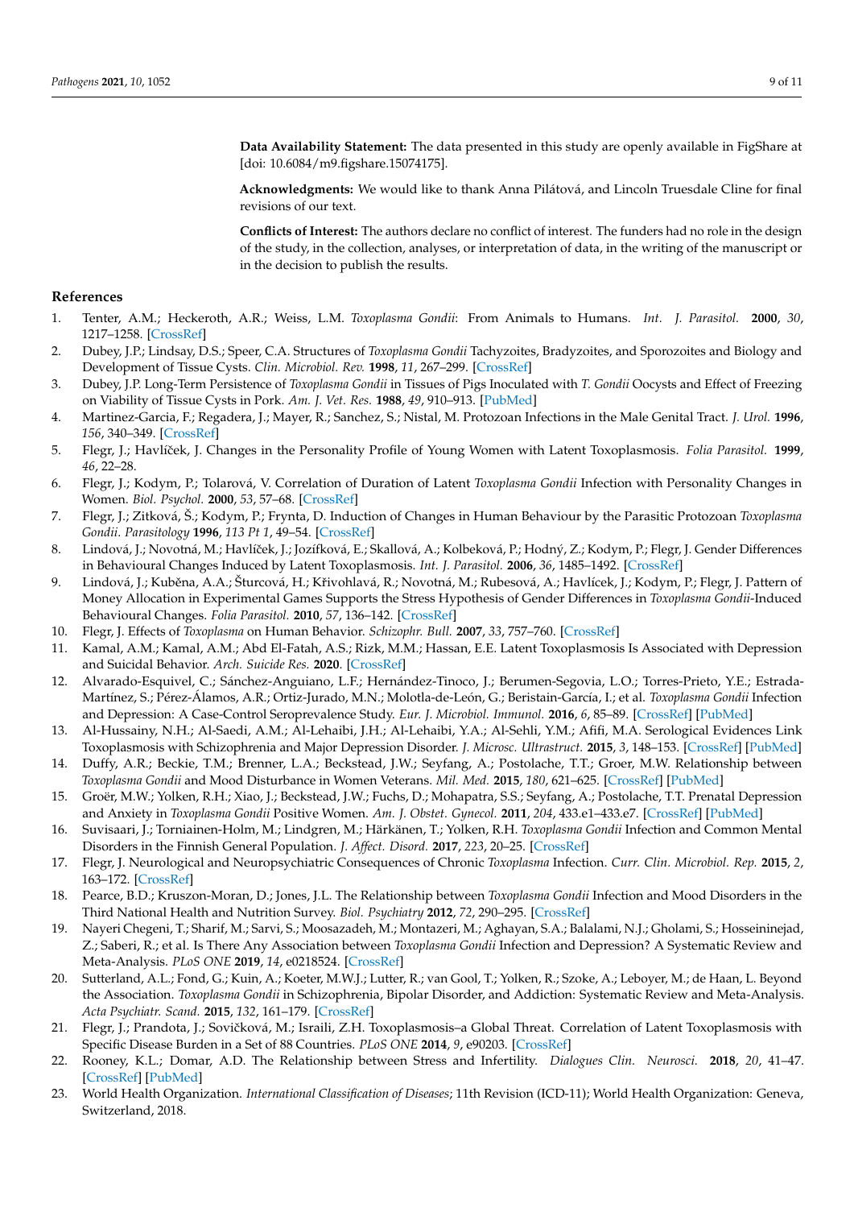**Data Availability Statement:** The data presented in this study are openly available in FigShare at [doi: 10.6084/m9.figshare.15074175].

**Acknowledgments:** We would like to thank Anna Pilátová, and Lincoln Truesdale Cline for final revisions of our text.

**Conflicts of Interest:** The authors declare no conflict of interest. The funders had no role in the design of the study, in the collection, analyses, or interpretation of data, in the writing of the manuscript or in the decision to publish the results.

## References

1. Tenter, A.M.; Heckeroth, A.R.; Weiss, L.M. *Toxoplasma Gondii*: From Animals to Humans. *Int. J. Parasitol.* **2000**, *30*, 1217–1258. [CrossRef]
2. Dubey, J.P.; Lindsay, D.S.; Speer, C.A. Structures of *Toxoplasma Gondii* Tachyzoites, Bradyzoites, and Sporozoites and Biology and Development of Tissue Cysts. *Clin. Microbiol. Rev.* **1998**, *11*, 267–299. [CrossRef]
3. Dubey, J.P. Long-Term Persistence of *Toxoplasma Gondii* in Tissues of Pigs Inoculated with *T. Gondii* Oocysts and Effect of Freezing on Viability of Tissue Cysts in Pork. *Am. J. Vet. Res.* **1988**, *49*, 910–913. [PubMed]
4. Martinez-Garcia, F.; Regadera, J.; Mayer, R.; Sanchez, S.; Nistal, M. Protozoan Infections in the Male Genital Tract. *J. Urol.* **1996**, *156*, 340–349. [CrossRef]
5. Flegr, J.; Havlíček, J. Changes in the Personality Profile of Young Women with Latent Toxoplasmosis. *Folia Parasitol.* **1999**, *46*, 22–28.
6. Flegr, J.; Kodym, P.; Tolarová, V. Correlation of Duration of Latent *Toxoplasma Gondii* Infection with Personality Changes in Women. *Biol. Psychol.* **2000**, *53*, 57–68. [CrossRef]
7. Flegr, J.; Zitková, Š.; Kodym, P.; Frynta, D. Induction of Changes in Human Behaviour by the Parasitic Protozoan *Toxoplasma Gondii*. *Parasitology* **1996**, *113 Pt 1*, 49–54. [CrossRef]
8. Lindová, J.; Novotná, M.; Havlíček, J.; Jozífková, E.; Skallová, A.; Kolbeková, P.; Hodný, Z.; Kodym, P.; Flegr, J. Gender Differences in Behavioural Changes Induced by Latent Toxoplasmosis. *Int. J. Parasitol.* **2006**, *36*, 1485–1492. [CrossRef]
9. Lindová, J.; Kuběna, A.A.; Šturcová, H.; Křivohlavá, R.; Novotná, M.; Rubesová, A.; Havlícek, J.; Kodym, P.; Flegr, J. Pattern of Money Allocation in Experimental Games Supports the Stress Hypothesis of Gender Differences in *Toxoplasma Gondii*-Induced Behavioural Changes. *Folia Parasitol.* **2010**, *57*, 136–142. [CrossRef]
10. Flegr, J. Effects of *Toxoplasma* on Human Behavior. *Schizophr. Bull.* **2007**, *33*, 757–760. [CrossRef]
11. Kamal, A.M.; Kamal, A.M.; Abd El-Fatah, A.S.; Rizk, M.M.; Hassan, E.E. Latent Toxoplasmosis Is Associated with Depression and Suicidal Behavior. *Arch. Suicide Res.* **2020**. [CrossRef]
12. Alvarado-Esquivel, C.; Sánchez-Anguiano, L.F.; Hernández-Tinoco, J.; Berumen-Segovia, L.O.; Torres-Prieto, Y.E.; Estrada-Martínez, S.; Pérez-Álamos, A.R.; Ortiz-Jurado, M.N.; Molotla-de-León, G.; Beristain-García, I.; et al. *Toxoplasma Gondii* Infection and Depression: A Case-Control Seroprevalence Study. *Eur. J. Microbiol. Immunol.* **2016**, *6*, 85–89. [CrossRef] [PubMed]
13. Al-Hussainy, N.H.; Al-Saedi, A.M.; Al-Lehaibi, J.H.; Al-Lehaibi, Y.A.; Al-Sehli, Y.M.; Afifi, M.A. Serological Evidences Link Toxoplasmosis with Schizophrenia and Major Depression Disorder. *J. Microsc. Ultrastruct.* **2015**, *3*, 148–153. [CrossRef] [PubMed]
14. Duffy, A.R.; Beckie, T.M.; Brenner, L.A.; Beckstead, J.W.; Seyfang, A.; Postolache, T.T.; Groer, M.W. Relationship between *Toxoplasma Gondii* and Mood Disturbance in Women Veterans. *Mil. Med.* **2015**, *180*, 621–625. [CrossRef] [PubMed]
15. Groër, M.W.; Yolken, R.H.; Xiao, J.; Beckstead, J.W.; Fuchs, D.; Mohapatra, S.S.; Seyfang, A.; Postolache, T.T. Prenatal Depression and Anxiety in *Toxoplasma Gondii* Positive Women. *Am. J. Obstet. Gynecol.* **2011**, *204*, 433.e1–433.e7. [CrossRef] [PubMed]
16. Suvisaari, J.; Torniainen-Holm, M.; Lindgren, M.; Härkänen, T.; Yolken, R.H. *Toxoplasma Gondii* Infection and Common Mental Disorders in the Finnish General Population. *J. Affect. Disord.* **2017**, *223*, 20–25. [CrossRef]
17. Flegr, J. Neurological and Neuropsychiatric Consequences of Chronic *Toxoplasma* Infection. *Curr. Clin. Microbiol. Rep.* **2015**, *2*, 163–172. [CrossRef]
18. Pearce, B.D.; Kruszon-Moran, D.; Jones, J.L. The Relationship between *Toxoplasma Gondii* Infection and Mood Disorders in the Third National Health and Nutrition Survey. *Biol. Psychiatry* **2012**, *72*, 290–295. [CrossRef]
19. Nayeri Chegeni, T.; Sharif, M.; Sarvi, S.; Moosazadeh, M.; Montazeri, M.; Aghayan, S.A.; Balalami, N.J.; Gholami, S.; Hosseininejad, Z.; Saberi, R.; et al. Is There Any Association between *Toxoplasma Gondii* Infection and Depression? A Systematic Review and Meta-Analysis. *PLoS ONE* **2019**, *14*, e0218524. [CrossRef]
20. Sutterland, A.L.; Fond, G.; Kuin, A.; Koeter, M.W.J.; Lutter, R.; van Gool, T.; Yolken, R.; Szoke, A.; Leboyer, M.; de Haan, L. Beyond the Association. *Toxoplasma Gondii* in Schizophrenia, Bipolar Disorder, and Addiction: Systematic Review and Meta-Analysis. *Acta Psychiatr. Scand.* **2015**, *132*, 161–179. [CrossRef]
21. Flegr, J.; Prandota, J.; Sovičková, M.; Israili, Z.H. Toxoplasmosis–a Global Threat. Correlation of Latent Toxoplasmosis with Specific Disease Burden in a Set of 88 Countries. *PLoS ONE* **2014**, *9*, e90203. [CrossRef]
22. Rooney, K.L.; Domar, A.D. The Relationship between Stress and Infertility. *Dialogues Clin. Neurosci.* **2018**, *20*, 41–47. [CrossRef] [PubMed]
23. World Health Organization. *International Classification of Diseases*; 11th Revision (ICD-11); World Health Organization: Geneva, Switzerland, 2018.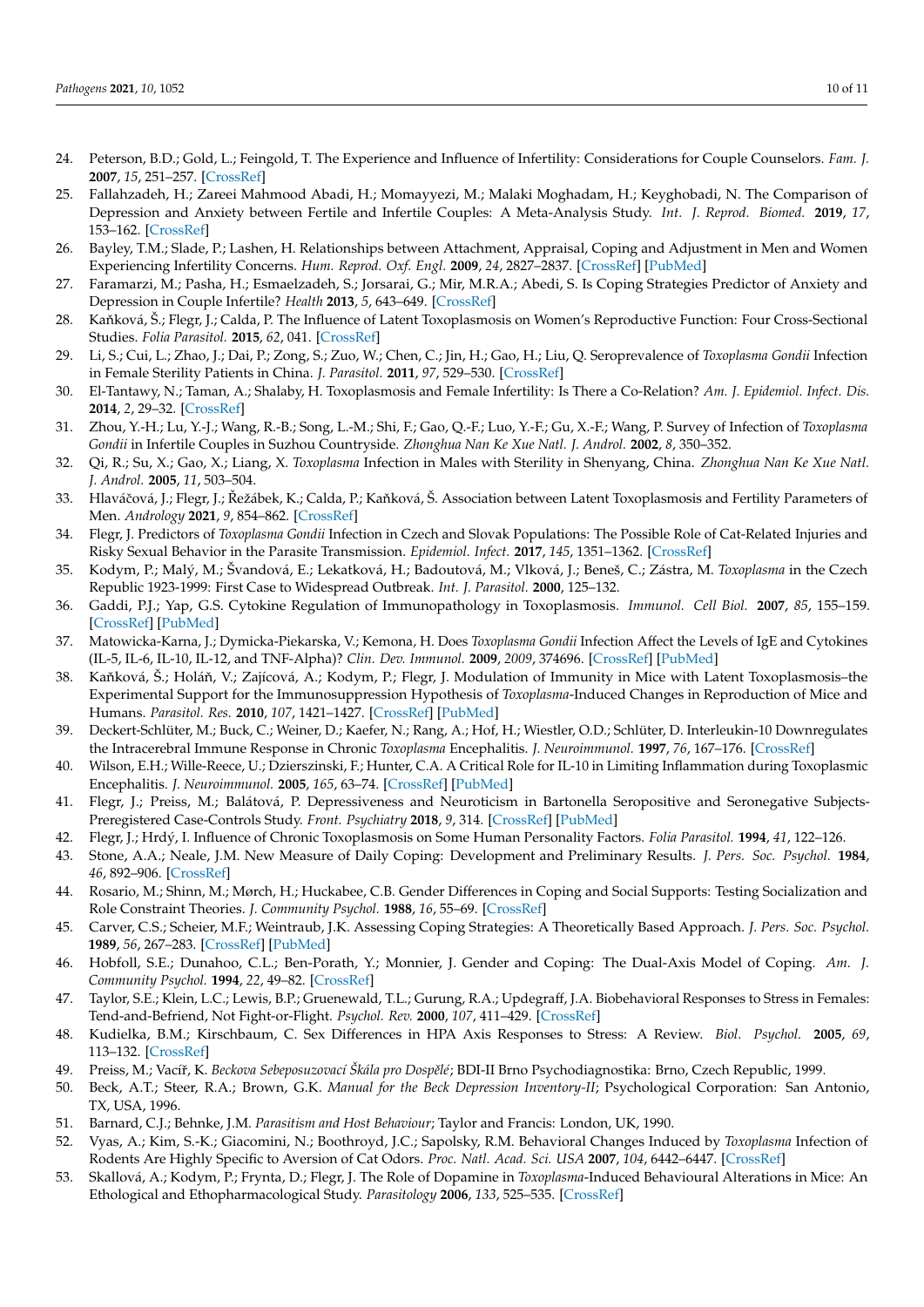24. Peterson, B.D.; Gold, L.; Feingold, T. The Experience and Influence of Infertility: Considerations for Couple Counselors. *Fam. J.* **2007**, *15*, 251–257. [CrossRef]
25. Fallahzadeh, H.; Zareei Mahmood Abadi, H.; Momayyezi, M.; Malaki Moghadam, H.; Keyghobadi, N. The Comparison of Depression and Anxiety between Fertile and Infertile Couples: A Meta-Analysis Study. *Int. J. Reprod. Biomed.* **2019**, *17*, 153–162. [CrossRef]
26. Bayley, T.M.; Slade, P.; Lashen, H. Relationships between Attachment, Appraisal, Coping and Adjustment in Men and Women Experiencing Infertility Concerns. *Hum. Reprod. Oxf. Engl.* **2009**, *24*, 2827–2837. [CrossRef] [PubMed]
27. Faramarzi, M.; Pasha, H.; Esmaelzadeh, S.; Jorsarai, G.; Mir, M.R.A.; Abedi, S. Is Coping Strategies Predictor of Anxiety and Depression in Couple Infertile? *Health* **2013**, *5*, 643–649. [CrossRef]
28. Kaňková, Š.; Flegr, J.; Calda, P. The Influence of Latent Toxoplasmosis on Women's Reproductive Function: Four Cross-Sectional Studies. *Folia Parasitol.* **2015**, *62*, 041. [CrossRef]
29. Li, S.; Cui, L.; Zhao, J.; Dai, P.; Zong, S.; Zuo, W.; Chen, C.; Jin, H.; Gao, H.; Liu, Q. Seroprevalence of *Toxoplasma Gondii* Infection in Female Sterility Patients in China. *J. Parasitol.* **2011**, *97*, 529–530. [CrossRef]
30. El-Tantawy, N.; Taman, A.; Shalaby, H. Toxoplasmosis and Female Infertility: Is There a Co-Relation? *Am. J. Epidemiol. Infect. Dis.* **2014**, *2*, 29–32. [CrossRef]
31. Zhou, Y.-H.; Lu, Y.-J.; Wang, R.-B.; Song, L.-M.; Shi, F.; Gao, Q.-F.; Luo, Y.-F.; Gu, X.-F.; Wang, P. Survey of Infection of *Toxoplasma Gondii* in Infertile Couples in Suzhou Countryside. *Zhonghua Nan Ke Xue Natl. J. Androl.* **2002**, *8*, 350–352.
32. Qi, R.; Su, X.; Gao, X.; Liang, X. *Toxoplasma* Infection in Males with Sterility in Shenyang, China. *Zhonghua Nan Ke Xue Natl. J. Androl.* **2005**, *11*, 503–504.
33. Hlaváčová, J.; Flegr, J.; Řežábek, K.; Calda, P.; Kaňková, Š. Association between Latent Toxoplasmosis and Fertility Parameters of Men. *Andrology* **2021**, *9*, 854–862. [CrossRef]
34. Flegr, J. Predictors of *Toxoplasma Gondii* Infection in Czech and Slovak Populations: The Possible Role of Cat-Related Injuries and Risky Sexual Behavior in the Parasite Transmission. *Epidemiol. Infect.* **2017**, *145*, 1351–1362. [CrossRef]
35. Kodym, P.; Malý, M.; Švandová, E.; Lekatková, H.; Badoutová, M.; Vlková, J.; Beneš, C.; Zástra, M. *Toxoplasma* in the Czech Republic 1923-1999: First Case to Widespread Outbreak. *Int. J. Parasitol.* **2000**, 125–132.
36. Gaddi, P.J.; Yap, G.S. Cytokine Regulation of Immunopathology in Toxoplasmosis. *Immunol. Cell Biol.* **2007**, *85*, 155–159. [CrossRef] [PubMed]
37. Matowicka-Karna, J.; Dymicka-Piekarska, V.; Kemona, H. Does *Toxoplasma Gondii* Infection Affect the Levels of IgE and Cytokines (IL-5, IL-6, IL-10, IL-12, and TNF-Alpha)? *Clin. Dev. Immunol.* **2009**, *2009*, 374696. [CrossRef] [PubMed]
38. Kaňková, Š.; Holáň, V.; Zajícová, A.; Kodym, P.; Flegr, J. Modulation of Immunity in Mice with Latent Toxoplasmosis–the Experimental Support for the Immunosuppression Hypothesis of *Toxoplasma*-Induced Changes in Reproduction of Mice and Humans. *Parasitol. Res.* **2010**, *107*, 1421–1427. [CrossRef] [PubMed]
39. Deckert-Schlüter, M.; Buck, C.; Weiner, D.; Kaefer, N.; Rang, A.; Hof, H.; Wiestler, O.D.; Schlüter, D. Interleukin-10 Downregulates the Intracerebral Immune Response in Chronic *Toxoplasma* Encephalitis. *J. Neuroimmunol.* **1997**, *76*, 167–176. [CrossRef]
40. Wilson, E.H.; Wille-Reece, U.; Dzierszinski, F.; Hunter, C.A. A Critical Role for IL-10 in Limiting Inflammation during Toxoplasmic Encephalitis. *J. Neuroimmunol.* **2005**, *165*, 63–74. [CrossRef] [PubMed]
41. Flegr, J.; Preiss, M.; Balátová, P. Depressiveness and Neuroticism in Bartonella Seropositive and Seronegative Subjects-Preregistered Case-Controls Study. *Front. Psychiatry* **2018**, *9*, 314. [CrossRef] [PubMed]
42. Flegr, J.; Hrdý, I. Influence of Chronic Toxoplasmosis on Some Human Personality Factors. *Folia Parasitol.* **1994**, *41*, 122–126.
43. Stone, A.A.; Neale, J.M. New Measure of Daily Coping: Development and Preliminary Results. *J. Pers. Soc. Psychol.* **1984**, *46*, 892–906. [CrossRef]
44. Rosario, M.; Shinn, M.; Mørch, H.; Huckabee, C.B. Gender Differences in Coping and Social Supports: Testing Socialization and Role Constraint Theories. *J. Community Psychol.* **1988**, *16*, 55–69. [CrossRef]
45. Carver, C.S.; Scheier, M.F.; Weintraub, J.K. Assessing Coping Strategies: A Theoretically Based Approach. *J. Pers. Soc. Psychol.* **1989**, *56*, 267–283. [CrossRef] [PubMed]
46. Hobfoll, S.E.; Dunahoo, C.L.; Ben-Porath, Y.; Monnier, J. Gender and Coping: The Dual-Axis Model of Coping. *Am. J. Community Psychol.* **1994**, *22*, 49–82. [CrossRef]
47. Taylor, S.E.; Klein, L.C.; Lewis, B.P.; Gruenewald, T.L.; Gurung, R.A.; Updegraff, J.A. Biobehavioral Responses to Stress in Females: Tend-and-Befriend, Not Fight-or-Flight. *Psychol. Rev.* **2000**, *107*, 411–429. [CrossRef]
48. Kudielka, B.M.; Kirschbaum, C. Sex Differences in HPA Axis Responses to Stress: A Review. *Biol. Psychol.* **2005**, *69*, 113–132. [CrossRef]
49. Preiss, M.; Vacíř, K. *Beckova Sebeposuzovací Škála pro Dospělé*; BDI-II Brno Psychodiagnostika: Brno, Czech Republic, 1999.
50. Beck, A.T.; Steer, R.A.; Brown, G.K. *Manual for the Beck Depression Inventory-II*; Psychological Corporation: San Antonio, TX, USA, 1996.
51. Barnard, C.J.; Behnke, J.M. *Parasitism and Host Behaviour*; Taylor and Francis: London, UK, 1990.
52. Vyas, A.; Kim, S.-K.; Giacomini, N.; Boothroyd, J.C.; Sapolsky, R.M. Behavioral Changes Induced by *Toxoplasma* Infection of Rodents Are Highly Specific to Aversion of Cat Odors. *Proc. Natl. Acad. Sci. USA* **2007**, *104*, 6442–6447. [CrossRef]
53. Skallová, A.; Kodym, P.; Frynta, D.; Flegr, J. The Role of Dopamine in *Toxoplasma*-Induced Behavioural Alterations in Mice: An Ethological and Ethopharmacological Study. *Parasitology* **2006**, *133*, 525–535. [CrossRef]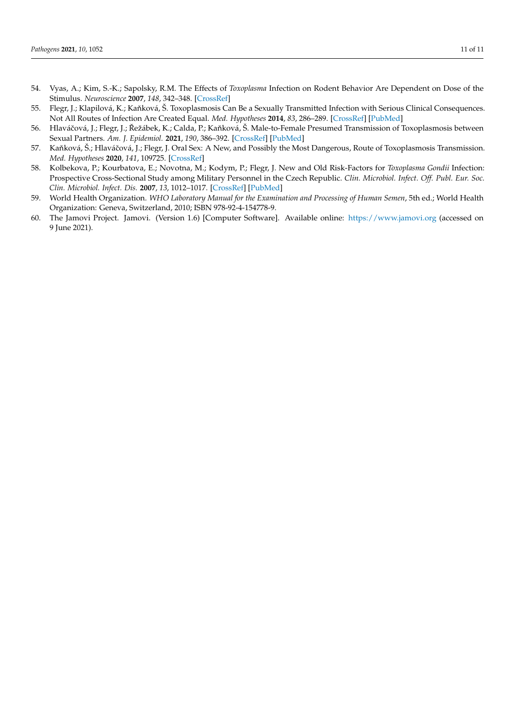54. Vyas, A.; Kim, S.-K.; Sapolsky, R.M. The Effects of *Toxoplasma* Infection on Rodent Behavior Are Dependent on Dose of the Stimulus. *Neuroscience* **2007**, *148*, 342–348. [CrossRef]
55. Flegr, J.; Klapilová, K.; Kaňková, Š. Toxoplasmosis Can Be a Sexually Transmitted Infection with Serious Clinical Consequences. Not All Routes of Infection Are Created Equal. *Med. Hypotheses* **2014**, *83*, 286–289. [CrossRef] [PubMed]
56. Hlaváčová, J.; Flegr, J.; Řežábek, K.; Calda, P.; Kaňková, Š. Male-to-Female Presumed Transmission of Toxoplasmosis between Sexual Partners. *Am. J. Epidemiol.* **2021**, *190*, 386–392. [CrossRef] [PubMed]
57. Kaňková, Š.; Hlaváčová, J.; Flegr, J. Oral Sex: A New, and Possibly the Most Dangerous, Route of Toxoplasmosis Transmission. *Med. Hypotheses* **2020**, *141*, 109725. [CrossRef]
58. Kolbekova, P.; Kourbatova, E.; Novotna, M.; Kodym, P.; Flegr, J. New and Old Risk-Factors for *Toxoplasma Gondii* Infection: Prospective Cross-Sectional Study among Military Personnel in the Czech Republic. *Clin. Microbiol. Infect. Off. Publ. Eur. Soc. Clin. Microbiol. Infect. Dis.* **2007**, *13*, 1012–1017. [CrossRef] [PubMed]
59. World Health Organization. *WHO Laboratory Manual for the Examination and Processing of Human Semen*, 5th ed.; World Health Organization: Geneva, Switzerland, 2010; ISBN 978-92-4-154778-9.
60. The Jamovi Project. Jamovi. (Version 1.6) [Computer Software]. Available online: https://www.jamovi.org (accessed on 9 June 2021).